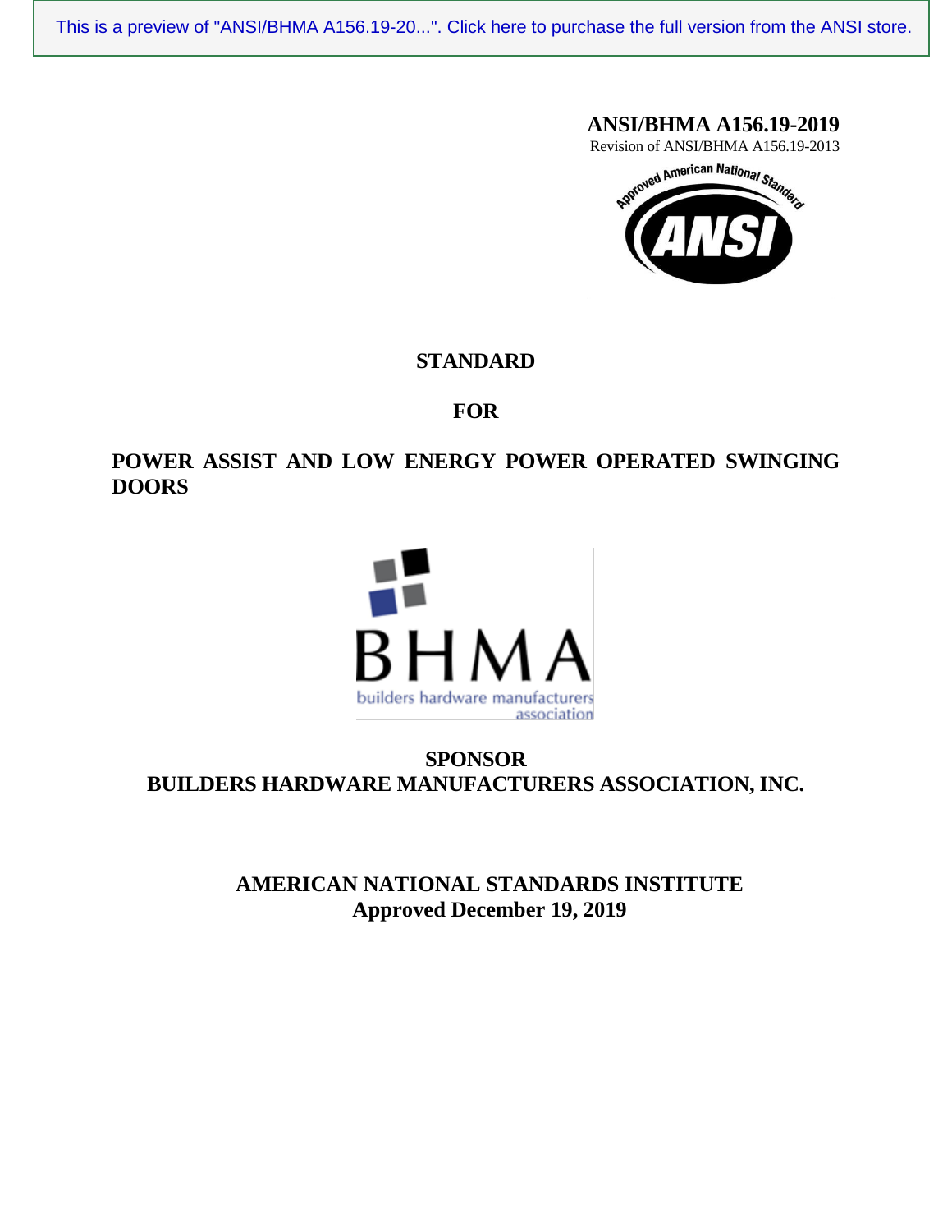This is a preview of "ANSI/BHMA A156.19-20...". Click here to purchase the full version from the ANSI store.

**ANSI/BHMA A156.19-2019**

Revision of ANSI/BHMA A156.19-2013

# STANDARD

# FOR

# POWER ASSIST AND LOW ENERGY POWER OPERATED SWINGING DOORS

**SPONSOR**

**BUILDERS HARDWARE MANUFACTURERS ASSOCIATION, INC.**

**AMERICAN NATIONAL STANDARDS INSTITUTE**

**Approved December 19, 2019**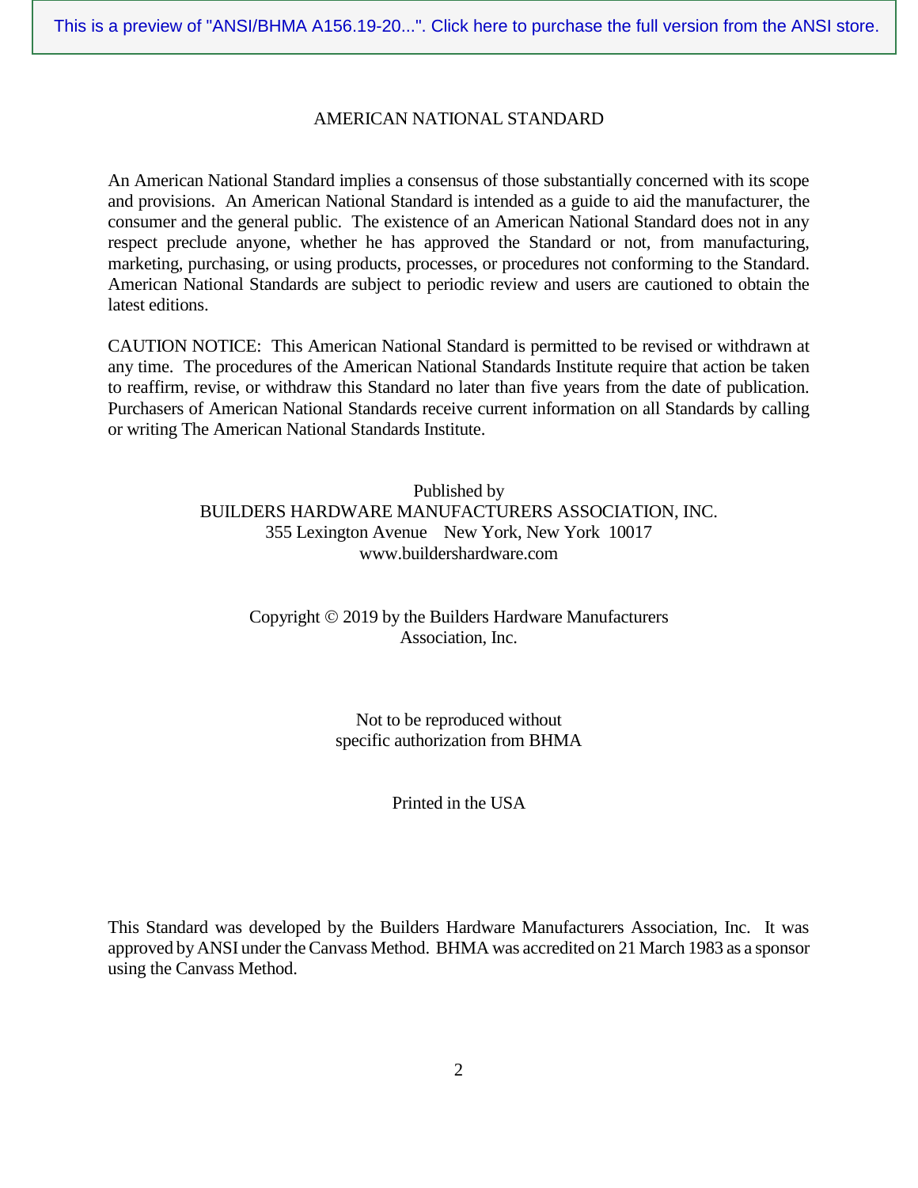AMERICAN NATIONAL STANDARD

An American National Standard implies a consensus of those substantially concerned with its scope and provisions. An American National Standard is intended as a guide to aid the manufacturer, the consumer and the general public. The existence of an American National Standard does not in any respect preclude anyone, whether he has approved the Standard or not, from manufacturing, marketing, purchasing, or using products, processes, or procedures not conforming to the Standard. American National Standards are subject to periodic review and users are cautioned to obtain the latest editions.

CAUTION NOTICE: This American National Standard is permitted to be revised or withdrawn at any time. The procedures of the American National Standards Institute require that action be taken to reaffirm, revise, or withdraw this Standard no later than five years from the date of publication. Purchasers of American National Standards receive current information on all Standards by calling or writing The American National Standards Institute.

Published by
BUILDERS HARDWARE MANUFACTURERS ASSOCIATION, INC.
355 Lexington Avenue New York, New York 10017
www.buildershardware.com

Copyright © 2019 by the Builders Hardware Manufacturers Association, Inc.

Not to be reproduced without
specific authorization from BHMA

Printed in the USA

This Standard was developed by the Builders Hardware Manufacturers Association, Inc. It was approved by ANSI under the Canvass Method. BHMA was accredited on 21 March 1983 as a sponsor using the Canvass Method.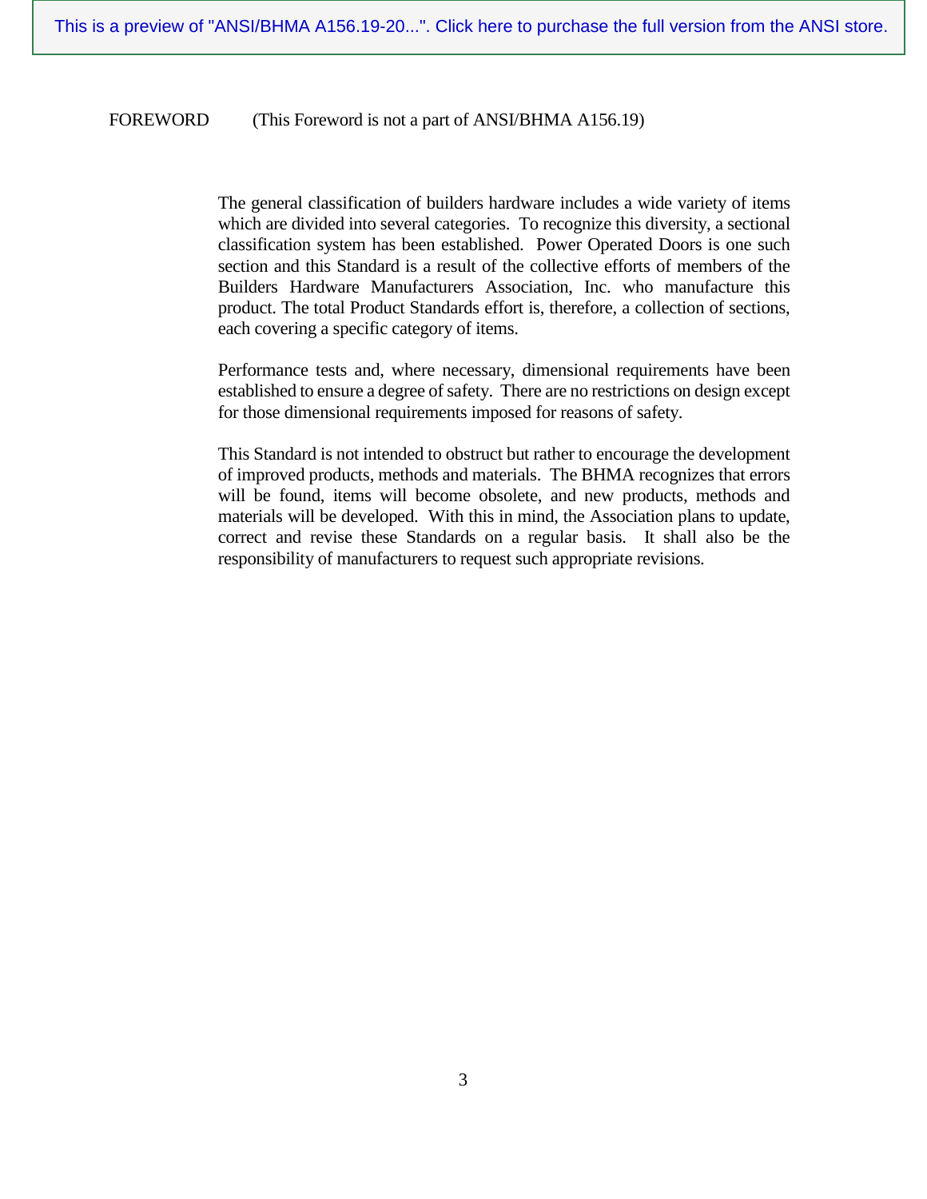FOREWORD (This Foreword is not a part of ANSI/BHMA A156.19)

The general classification of builders hardware includes a wide variety of items which are divided into several categories. To recognize this diversity, a sectional classification system has been established. Power Operated Doors is one such section and this Standard is a result of the collective efforts of members of the Builders Hardware Manufacturers Association, Inc. who manufacture this product. The total Product Standards effort is, therefore, a collection of sections, each covering a specific category of items.

Performance tests and, where necessary, dimensional requirements have been established to ensure a degree of safety. There are no restrictions on design except for those dimensional requirements imposed for reasons of safety.

This Standard is not intended to obstruct but rather to encourage the development of improved products, methods and materials. The BHMA recognizes that errors will be found, items will become obsolete, and new products, methods and materials will be developed. With this in mind, the Association plans to update, correct and revise these Standards on a regular basis. It shall also be the responsibility of manufacturers to request such appropriate revisions.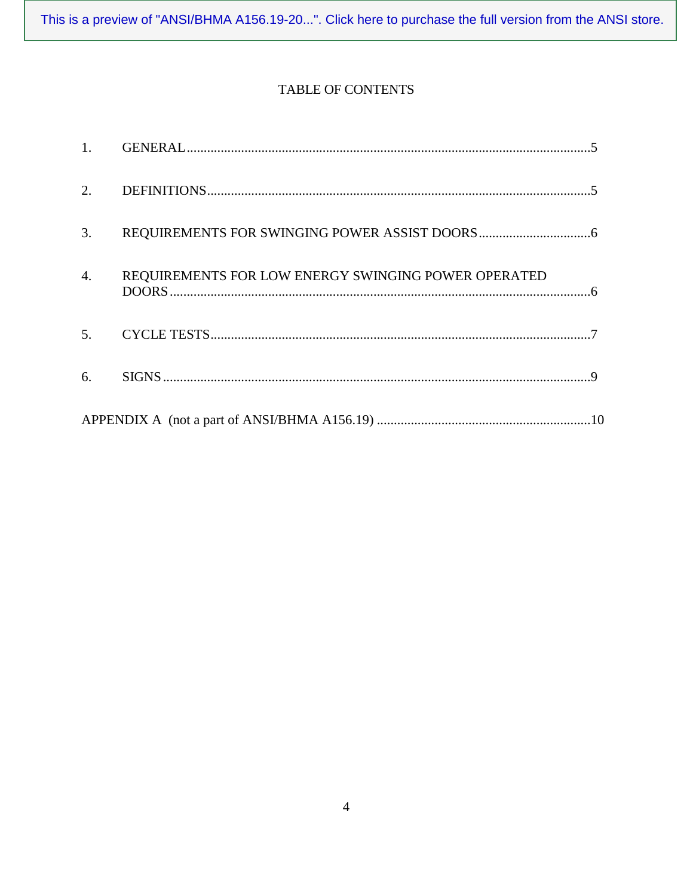# TABLE OF CONTENTS

1. GENERAL .......................................................................................................................5

2. DEFINITIONS ................................................................................................................5

3. REQUIREMENTS FOR SWINGING POWER ASSIST DOORS ..................................6

4. REQUIREMENTS FOR LOW ENERGY SWINGING POWER OPERATED DOORS ...........................................................................................................................6

5. CYCLE TESTS ................................................................................................................7

6. SIGNS .............................................................................................................................9

APPENDIX A (not a part of ANSI/BHMA A156.19) ...............................................................10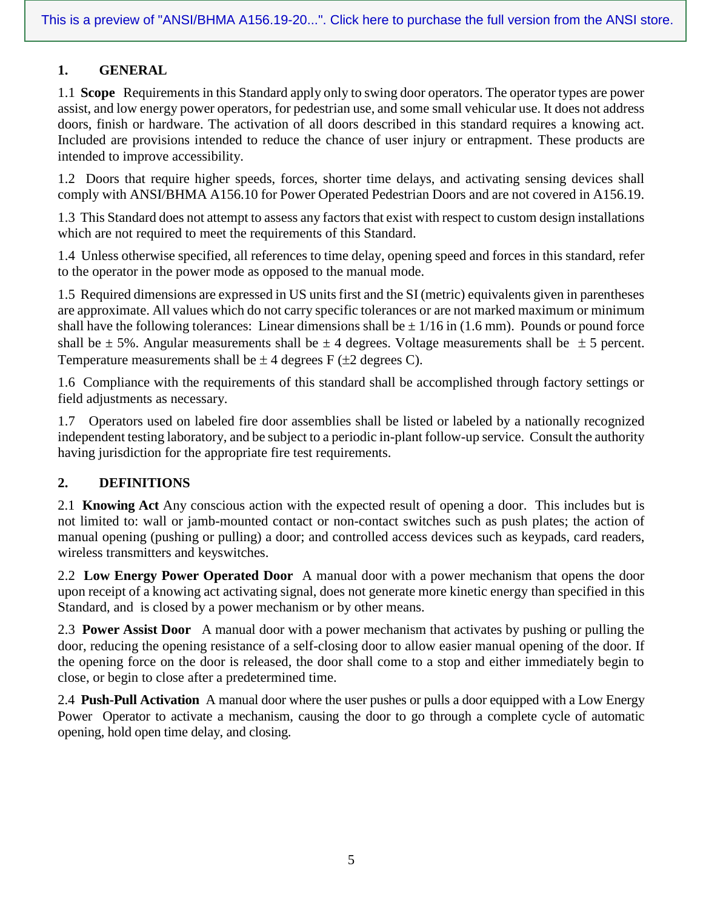## 1. GENERAL

1.1 **Scope** Requirements in this Standard apply only to swing door operators. The operator types are power assist, and low energy power operators, for pedestrian use, and some small vehicular use. It does not address doors, finish or hardware. The activation of all doors described in this standard requires a knowing act. Included are provisions intended to reduce the chance of user injury or entrapment. These products are intended to improve accessibility.

1.2 Doors that require higher speeds, forces, shorter time delays, and activating sensing devices shall comply with ANSI/BHMA A156.10 for Power Operated Pedestrian Doors and are not covered in A156.19.

1.3 This Standard does not attempt to assess any factors that exist with respect to custom design installations which are not required to meet the requirements of this Standard.

1.4 Unless otherwise specified, all references to time delay, opening speed and forces in this standard, refer to the operator in the power mode as opposed to the manual mode.

1.5 Required dimensions are expressed in US units first and the SI (metric) equivalents given in parentheses are approximate. All values which do not carry specific tolerances or are not marked maximum or minimum shall have the following tolerances: Linear dimensions shall be ± 1/16 in (1.6 mm). Pounds or pound force shall be ± 5%. Angular measurements shall be ± 4 degrees. Voltage measurements shall be ± 5 percent. Temperature measurements shall be ± 4 degrees F (±2 degrees C).

1.6 Compliance with the requirements of this standard shall be accomplished through factory settings or field adjustments as necessary.

1.7 Operators used on labeled fire door assemblies shall be listed or labeled by a nationally recognized independent testing laboratory, and be subject to a periodic in-plant follow-up service. Consult the authority having jurisdiction for the appropriate fire test requirements.

## 2. DEFINITIONS

2.1 **Knowing Act** Any conscious action with the expected result of opening a door. This includes but is not limited to: wall or jamb-mounted contact or non-contact switches such as push plates; the action of manual opening (pushing or pulling) a door; and controlled access devices such as keypads, card readers, wireless transmitters and keyswitches.

2.2 **Low Energy Power Operated Door** A manual door with a power mechanism that opens the door upon receipt of a knowing act activating signal, does not generate more kinetic energy than specified in this Standard, and is closed by a power mechanism or by other means.

2.3 **Power Assist Door** A manual door with a power mechanism that activates by pushing or pulling the door, reducing the opening resistance of a self-closing door to allow easier manual opening of the door. If the opening force on the door is released, the door shall come to a stop and either immediately begin to close, or begin to close after a predetermined time.

2.4 **Push-Pull Activation** A manual door where the user pushes or pulls a door equipped with a Low Energy Power Operator to activate a mechanism, causing the door to go through a complete cycle of automatic opening, hold open time delay, and closing.